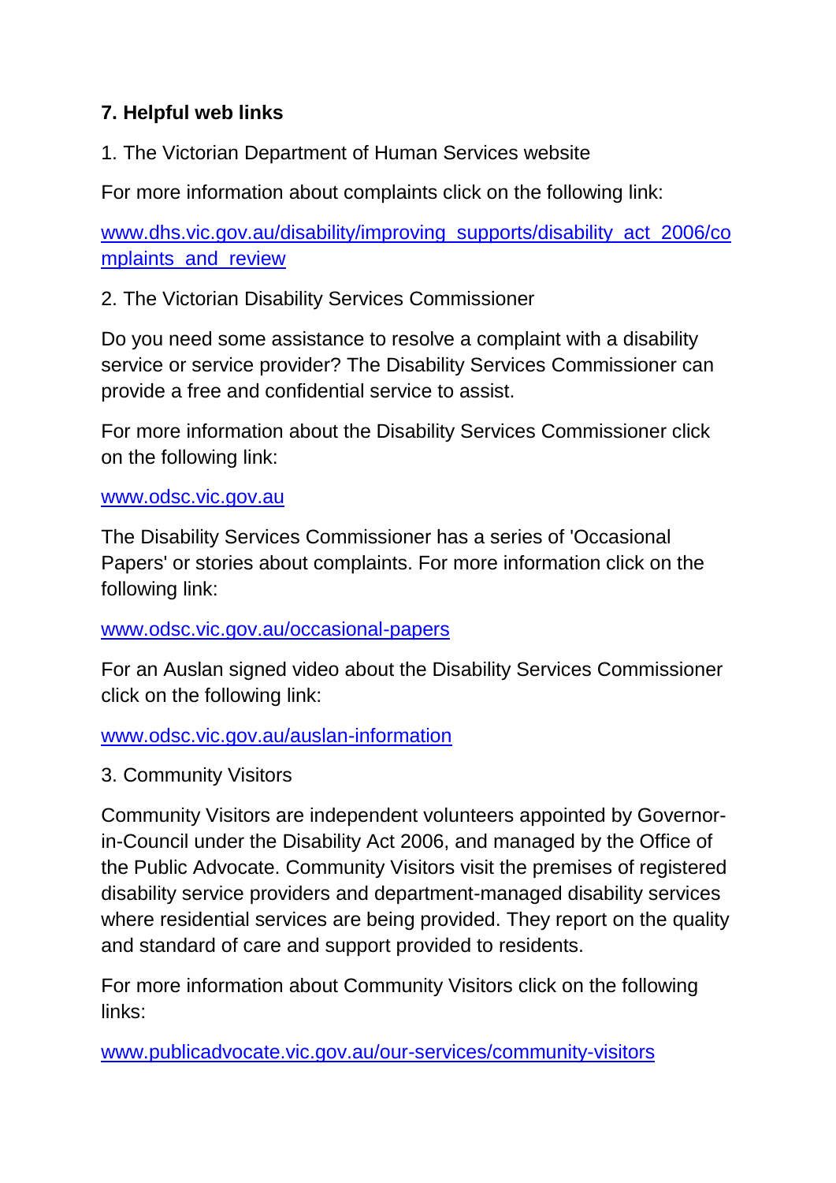**7. Helpful web links**

1. The Victorian Department of Human Services website

For more information about complaints click on the following link:

www.dhs.vic.gov.au/disability/improving_supports/disability_act_2006/complaints_and_review

2. The Victorian Disability Services Commissioner

Do you need some assistance to resolve a complaint with a disability service or service provider? The Disability Services Commissioner can provide a free and confidential service to assist.

For more information about the Disability Services Commissioner click on the following link:

www.odsc.vic.gov.au

The Disability Services Commissioner has a series of 'Occasional Papers' or stories about complaints. For more information click on the following link:

www.odsc.vic.gov.au/occasional-papers

For an Auslan signed video about the Disability Services Commissioner click on the following link:

www.odsc.vic.gov.au/auslan-information

3. Community Visitors

Community Visitors are independent volunteers appointed by Governor-in-Council under the Disability Act 2006, and managed by the Office of the Public Advocate. Community Visitors visit the premises of registered disability service providers and department-managed disability services where residential services are being provided. They report on the quality and standard of care and support provided to residents.

For more information about Community Visitors click on the following links:

www.publicadvocate.vic.gov.au/our-services/community-visitors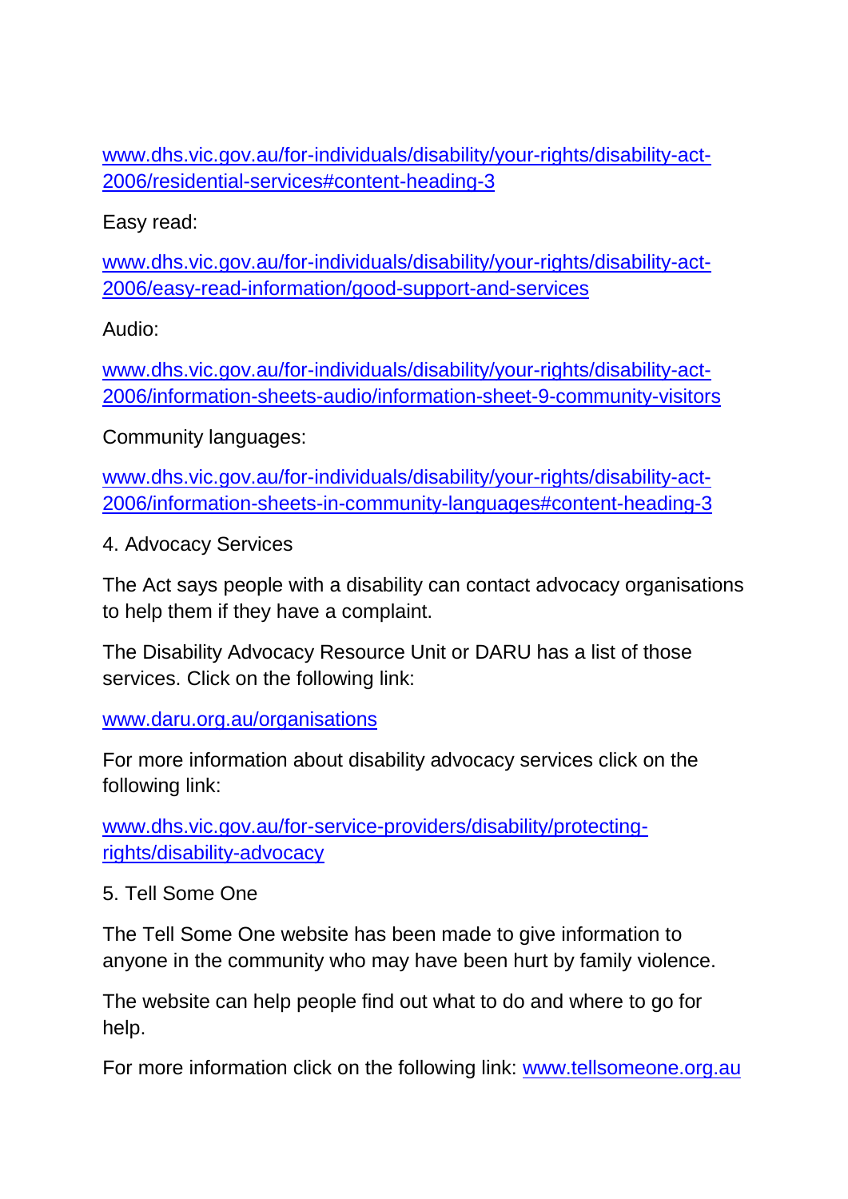www.dhs.vic.gov.au/for-individuals/disability/your-rights/disability-act-2006/residential-services#content-heading-3

Easy read:

www.dhs.vic.gov.au/for-individuals/disability/your-rights/disability-act-2006/easy-read-information/good-support-and-services

Audio:

www.dhs.vic.gov.au/for-individuals/disability/your-rights/disability-act-2006/information-sheets-audio/information-sheet-9-community-visitors

Community languages:

www.dhs.vic.gov.au/for-individuals/disability/your-rights/disability-act-2006/information-sheets-in-community-languages#content-heading-3

4. Advocacy Services

The Act says people with a disability can contact advocacy organisations to help them if they have a complaint.

The Disability Advocacy Resource Unit or DARU has a list of those services. Click on the following link:

www.daru.org.au/organisations

For more information about disability advocacy services click on the following link:

www.dhs.vic.gov.au/for-service-providers/disability/protecting-rights/disability-advocacy

5. Tell Some One

The Tell Some One website has been made to give information to anyone in the community who may have been hurt by family violence.

The website can help people find out what to do and where to go for help.

For more information click on the following link: www.tellsomeone.org.au